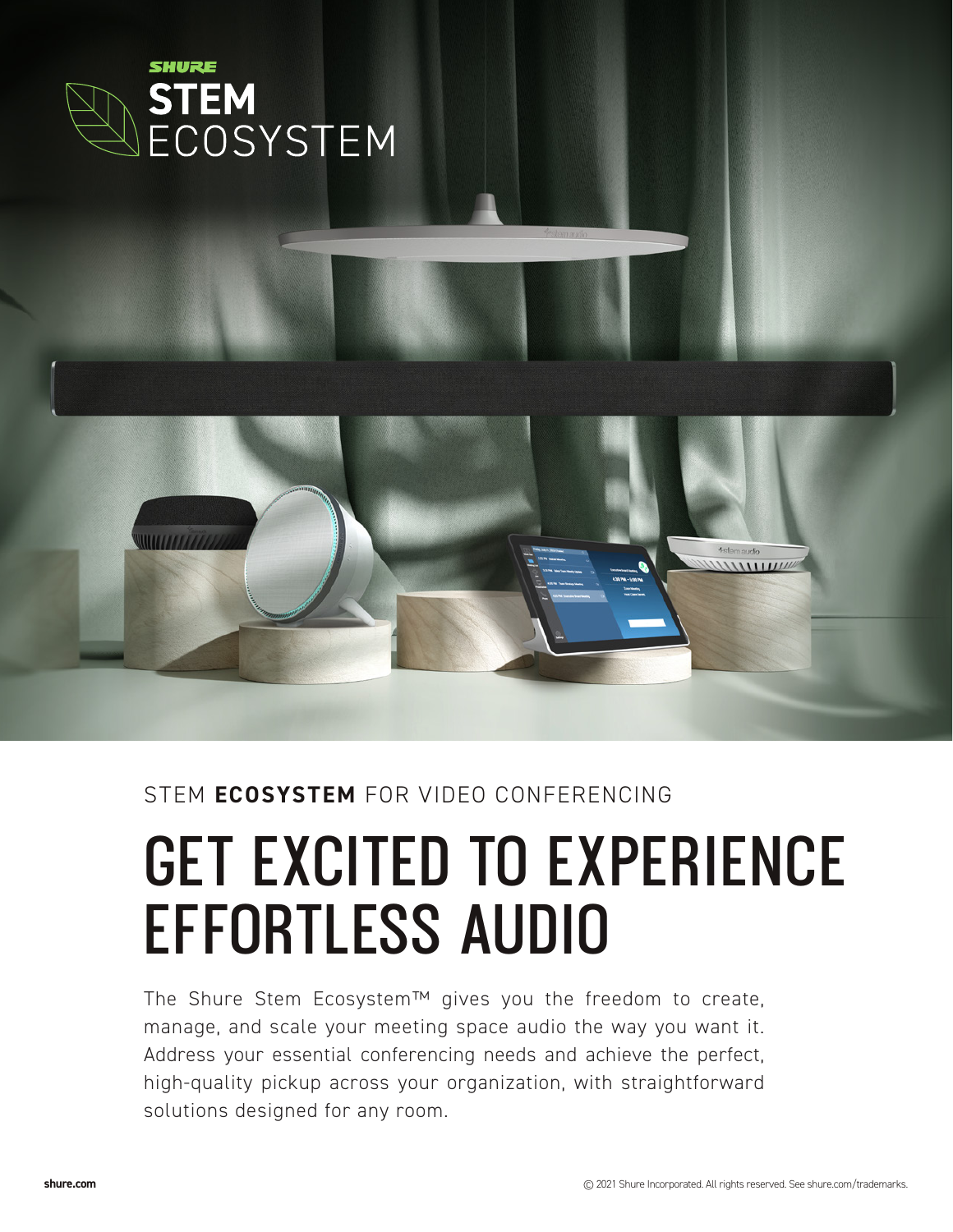SHURE

# STEM ECOSYSTEM

STEM **ECOSYSTEM** FOR VIDEO CONFERENCING

# GET EXCITED TO EXPERIENCE EFFORTLESS AUDIO

The Shure Stem Ecosystem™ gives you the freedom to create, manage, and scale your meeting space audio the way you want it. Address your essential conferencing needs and achieve the perfect, high-quality pickup across your organization, with straightforward solutions designed for any room.

shure.com

© 2021 Shure Incorporated. All rights reserved. See shure.com/trademarks.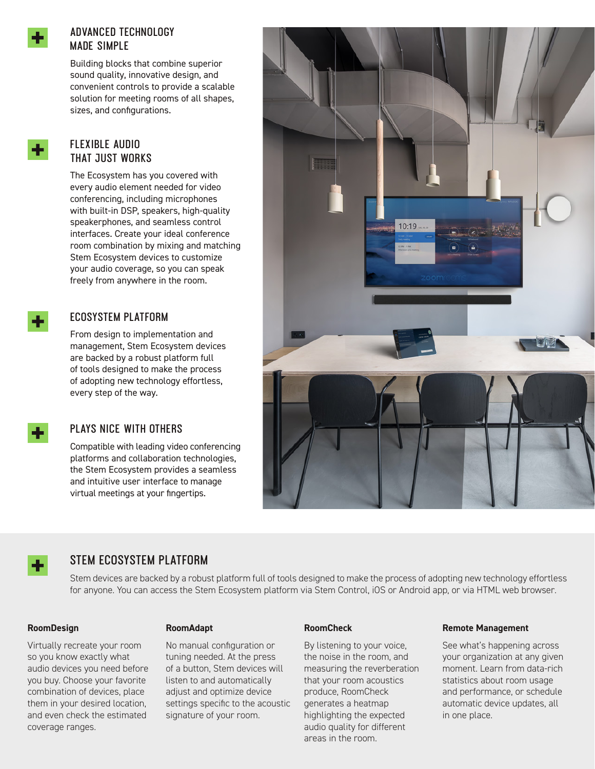## ADVANCED TECHNOLOGY MADE SIMPLE

Building blocks that combine superior sound quality, innovative design, and convenient controls to provide a scalable solution for meeting rooms of all shapes, sizes, and configurations.

## FLEXIBLE AUDIO THAT JUST WORKS

The Ecosystem has you covered with every audio element needed for video conferencing, including microphones with built-in DSP, speakers, high-quality speakerphones, and seamless control interfaces. Create your ideal conference room combination by mixing and matching Stem Ecosystem devices to customize your audio coverage, so you can speak freely from anywhere in the room.

## ECOSYSTEM PLATFORM

From design to implementation and management, Stem Ecosystem devices are backed by a robust platform full of tools designed to make the process of adopting new technology effortless, every step of the way.

## PLAYS NICE WITH OTHERS

Compatible with leading video conferencing platforms and collaboration technologies, the Stem Ecosystem provides a seamless and intuitive user interface to manage virtual meetings at your fingertips.

## STEM ECOSYSTEM PLATFORM

Stem devices are backed by a robust platform full of tools designed to make the process of adopting new technology effortless for anyone. You can access the Stem Ecosystem platform via Stem Control, iOS or Android app, or via HTML web browser.

**RoomDesign**

Virtually recreate your room so you know exactly what audio devices you need before you buy. Choose your favorite combination of devices, place them in your desired location, and even check the estimated coverage ranges.

**RoomAdapt**

No manual configuration or tuning needed. At the press of a button, Stem devices will listen to and automatically adjust and optimize device settings specific to the acoustic signature of your room.

**RoomCheck**

By listening to your voice, the noise in the room, and measuring the reverberation that your room acoustics produce, RoomCheck generates a heatmap highlighting the expected audio quality for different areas in the room.

**Remote Management**

See what's happening across your organization at any given moment. Learn from data-rich statistics about room usage and performance, or schedule automatic device updates, all in one place.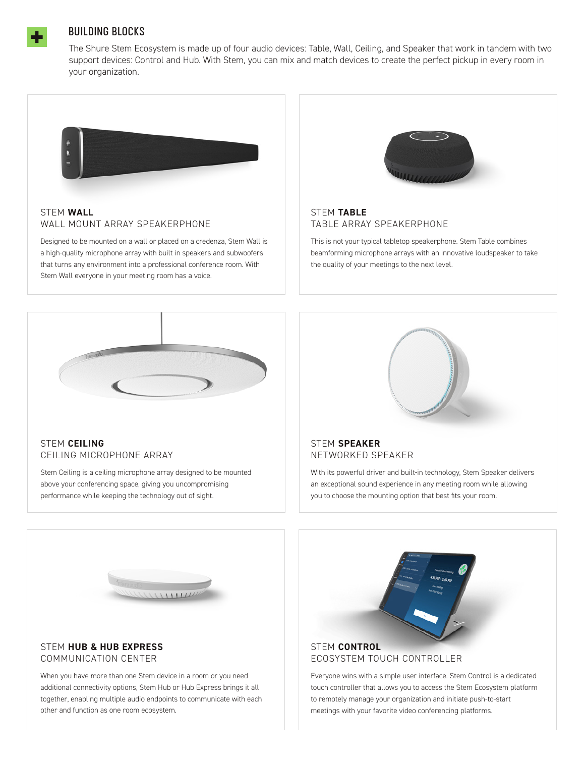## BUILDING BLOCKS

The Shure Stem Ecosystem is made up of four audio devices: Table, Wall, Ceiling, and Speaker that work in tandem with two support devices: Control and Hub. With Stem, you can mix and match devices to create the perfect pickup in every room in your organization.

### STEM **WALL**
WALL MOUNT ARRAY SPEAKERPHONE

Designed to be mounted on a wall or placed on a credenza, Stem Wall is a high-quality microphone array with built in speakers and subwoofers that turns any environment into a professional conference room. With Stem Wall everyone in your meeting room has a voice.

### STEM **TABLE**
TABLE ARRAY SPEAKERPHONE

This is not your typical tabletop speakerphone. Stem Table combines beamforming microphone arrays with an innovative loudspeaker to take the quality of your meetings to the next level.

### STEM **CEILING**
CEILING MICROPHONE ARRAY

Stem Ceiling is a ceiling microphone array designed to be mounted above your conferencing space, giving you uncompromising performance while keeping the technology out of sight.

### STEM **SPEAKER**
NETWORKED SPEAKER

With its powerful driver and built-in technology, Stem Speaker delivers an exceptional sound experience in any meeting room while allowing you to choose the mounting option that best fits your room.

### STEM **HUB & HUB EXPRESS**
COMMUNICATION CENTER

When you have more than one Stem device in a room or you need additional connectivity options, Stem Hub or Hub Express brings it all together, enabling multiple audio endpoints to communicate with each other and function as one room ecosystem.

### STEM **CONTROL**
ECOSYSTEM TOUCH CONTROLLER

Everyone wins with a simple user interface. Stem Control is a dedicated touch controller that allows you to access the Stem Ecosystem platform to remotely manage your organization and initiate push-to-start meetings with your favorite video conferencing platforms.